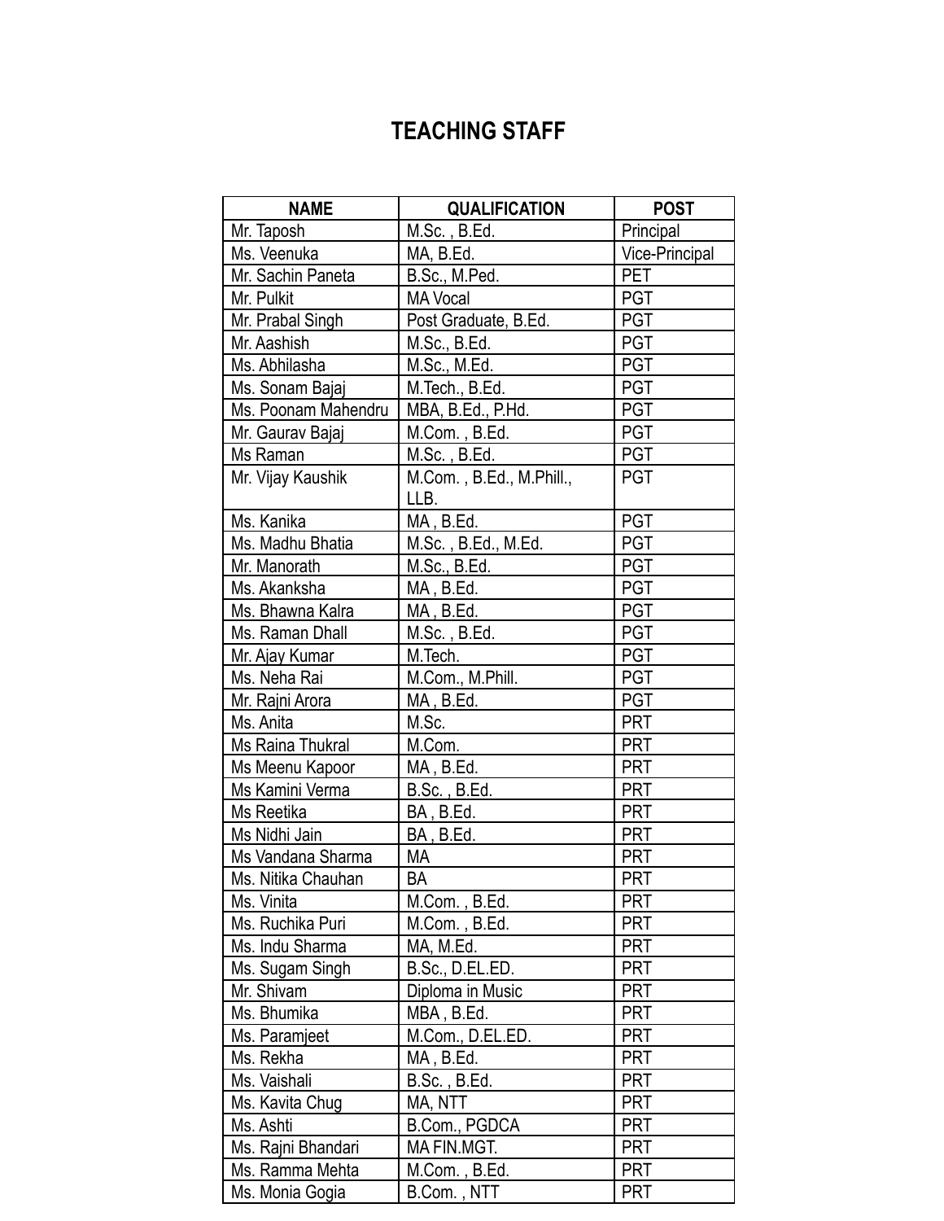# TEACHING STAFF

| NAME | QUALIFICATION | POST |
|---|---|---|
| Mr. Taposh | M.Sc. , B.Ed. | Principal |
| Ms. Veenuka | MA, B.Ed. | Vice-Principal |
| Mr. Sachin Paneta | B.Sc., M.Ped. | PET |
| Mr. Pulkit | MA Vocal | PGT |
| Mr. Prabal Singh | Post Graduate, B.Ed. | PGT |
| Mr. Aashish | M.Sc., B.Ed. | PGT |
| Ms. Abhilasha | M.Sc., M.Ed. | PGT |
| Ms. Sonam Bajaj | M.Tech., B.Ed. | PGT |
| Ms. Poonam Mahendru | MBA, B.Ed., P.Hd. | PGT |
| Mr. Gaurav Bajaj | M.Com. , B.Ed. | PGT |
| Ms Raman | M.Sc. , B.Ed. | PGT |
| Mr. Vijay Kaushik | M.Com. , B.Ed., M.Phill., LLB. | PGT |
| Ms. Kanika | MA , B.Ed. | PGT |
| Ms. Madhu Bhatia | M.Sc. , B.Ed., M.Ed. | PGT |
| Mr. Manorath | M.Sc., B.Ed. | PGT |
| Ms. Akanksha | MA , B.Ed. | PGT |
| Ms. Bhawna Kalra | MA , B.Ed. | PGT |
| Ms. Raman Dhall | M.Sc. , B.Ed. | PGT |
| Mr. Ajay Kumar | M.Tech. | PGT |
| Ms. Neha Rai | M.Com., M.Phill. | PGT |
| Mr. Rajni Arora | MA , B.Ed. | PGT |
| Ms. Anita | M.Sc. | PRT |
| Ms Raina Thukral | M.Com. | PRT |
| Ms Meenu Kapoor | MA , B.Ed. | PRT |
| Ms Kamini Verma | B.Sc. , B.Ed. | PRT |
| Ms Reetika | BA , B.Ed. | PRT |
| Ms Nidhi Jain | BA , B.Ed. | PRT |
| Ms Vandana Sharma | MA | PRT |
| Ms. Nitika Chauhan | BA | PRT |
| Ms. Vinita | M.Com. , B.Ed. | PRT |
| Ms. Ruchika Puri | M.Com. , B.Ed. | PRT |
| Ms. Indu Sharma | MA, M.Ed. | PRT |
| Ms. Sugam Singh | B.Sc., D.EL.ED. | PRT |
| Mr. Shivam | Diploma in Music | PRT |
| Ms. Bhumika | MBA , B.Ed. | PRT |
| Ms. Paramjeet | M.Com., D.EL.ED. | PRT |
| Ms. Rekha | MA , B.Ed. | PRT |
| Ms. Vaishali | B.Sc. , B.Ed. | PRT |
| Ms. Kavita Chug | MA, NTT | PRT |
| Ms. Ashti | B.Com., PGDCA | PRT |
| Ms. Rajni Bhandari | MA FIN.MGT. | PRT |
| Ms. Ramma Mehta | M.Com. , B.Ed. | PRT |
| Ms. Monia Gogia | B.Com. , NTT | PRT |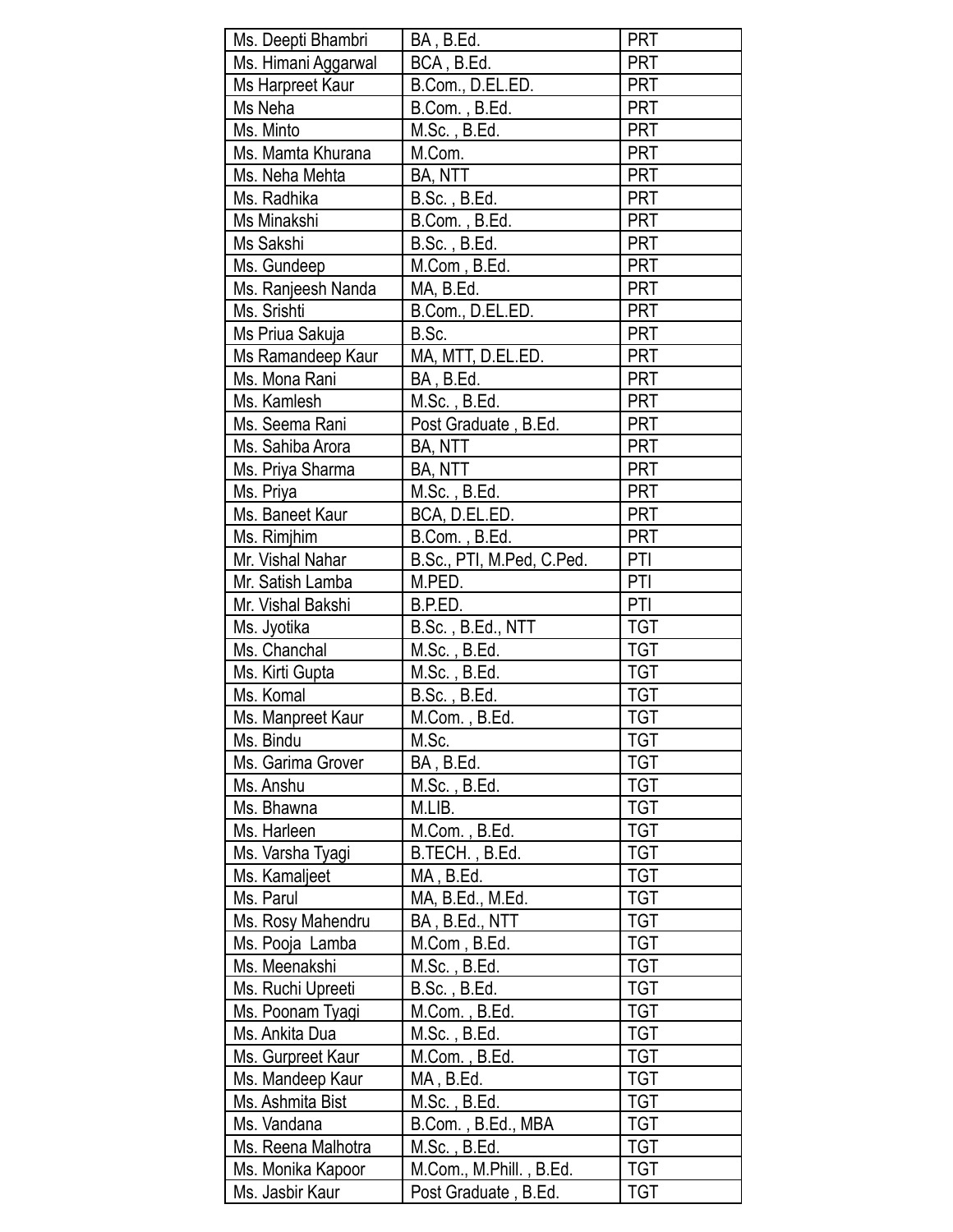| Ms. Deepti Bhambri | BA , B.Ed. | PRT |
|---|---|---|
| Ms. Himani Aggarwal | BCA , B.Ed. | PRT |
| Ms Harpreet Kaur | B.Com., D.EL.ED. | PRT |
| Ms Neha | B.Com. , B.Ed. | PRT |
| Ms. Minto | M.Sc. , B.Ed. | PRT |
| Ms. Mamta Khurana | M.Com. | PRT |
| Ms. Neha Mehta | BA, NTT | PRT |
| Ms. Radhika | B.Sc. , B.Ed. | PRT |
| Ms Minakshi | B.Com. , B.Ed. | PRT |
| Ms Sakshi | B.Sc. , B.Ed. | PRT |
| Ms. Gundeep | M.Com , B.Ed. | PRT |
| Ms. Ranjeesh Nanda | MA, B.Ed. | PRT |
| Ms. Srishti | B.Com., D.EL.ED. | PRT |
| Ms Priua Sakuja | B.Sc. | PRT |
| Ms Ramandeep Kaur | MA, MTT, D.EL.ED. | PRT |
| Ms. Mona Rani | BA , B.Ed. | PRT |
| Ms. Kamlesh | M.Sc. , B.Ed. | PRT |
| Ms. Seema Rani | Post Graduate , B.Ed. | PRT |
| Ms. Sahiba Arora | BA, NTT | PRT |
| Ms. Priya Sharma | BA, NTT | PRT |
| Ms. Priya | M.Sc. , B.Ed. | PRT |
| Ms. Baneet Kaur | BCA, D.EL.ED. | PRT |
| Ms. Rimjhim | B.Com. , B.Ed. | PRT |
| Mr. Vishal Nahar | B.Sc., PTI, M.Ped, C.Ped. | PTI |
| Mr. Satish Lamba | M.PED. | PTI |
| Mr. Vishal Bakshi | B.P.ED. | PTI |
| Ms. Jyotika | B.Sc. , B.Ed., NTT | TGT |
| Ms. Chanchal | M.Sc. , B.Ed. | TGT |
| Ms. Kirti Gupta | M.Sc. , B.Ed. | TGT |
| Ms. Komal | B.Sc. , B.Ed. | TGT |
| Ms. Manpreet Kaur | M.Com. , B.Ed. | TGT |
| Ms. Bindu | M.Sc. | TGT |
| Ms. Garima Grover | BA , B.Ed. | TGT |
| Ms. Anshu | M.Sc. , B.Ed. | TGT |
| Ms. Bhawna | M.LIB. | TGT |
| Ms. Harleen | M.Com. , B.Ed. | TGT |
| Ms. Varsha Tyagi | B.TECH. , B.Ed. | TGT |
| Ms. Kamaljeet | MA , B.Ed. | TGT |
| Ms. Parul | MA, B.Ed., M.Ed. | TGT |
| Ms. Rosy Mahendru | BA , B.Ed., NTT | TGT |
| Ms. Pooja Lamba | M.Com , B.Ed. | TGT |
| Ms. Meenakshi | M.Sc. , B.Ed. | TGT |
| Ms. Ruchi Upreeti | B.Sc. , B.Ed. | TGT |
| Ms. Poonam Tyagi | M.Com. , B.Ed. | TGT |
| Ms. Ankita Dua | M.Sc. , B.Ed. | TGT |
| Ms. Gurpreet Kaur | M.Com. , B.Ed. | TGT |
| Ms. Mandeep Kaur | MA , B.Ed. | TGT |
| Ms. Ashmita Bist | M.Sc. , B.Ed. | TGT |
| Ms. Vandana | B.Com. , B.Ed., MBA | TGT |
| Ms. Reena Malhotra | M.Sc. , B.Ed. | TGT |
| Ms. Monika Kapoor | M.Com., M.Phill. , B.Ed. | TGT |
| Ms. Jasbir Kaur | Post Graduate , B.Ed. | TGT |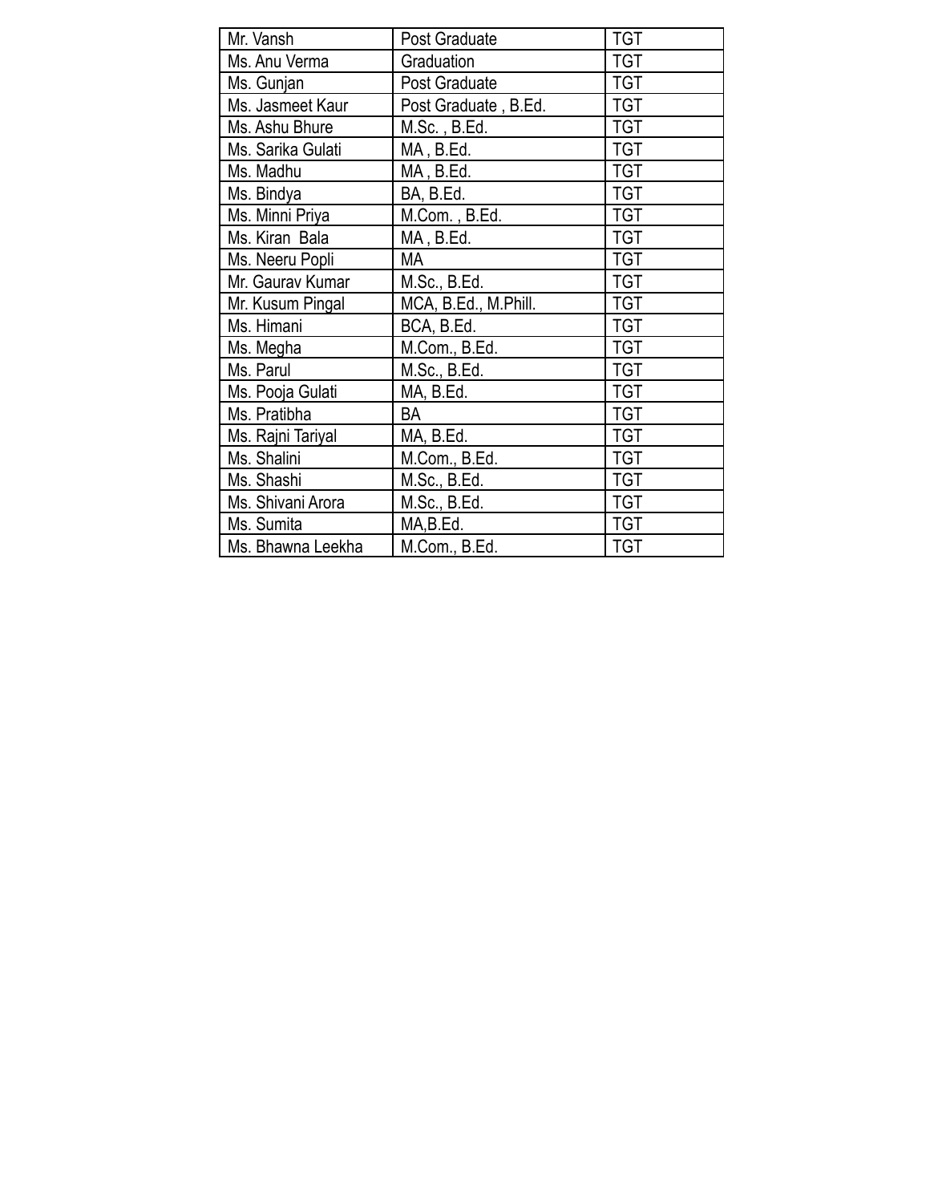| | | |
|---|---|---|
| Mr. Vansh | Post Graduate | TGT |
| Ms. Anu Verma | Graduation | TGT |
| Ms. Gunjan | Post Graduate | TGT |
| Ms. Jasmeet Kaur | Post Graduate , B.Ed. | TGT |
| Ms. Ashu Bhure | M.Sc. , B.Ed. | TGT |
| Ms. Sarika Gulati | MA , B.Ed. | TGT |
| Ms. Madhu | MA , B.Ed. | TGT |
| Ms. Bindya | BA, B.Ed. | TGT |
| Ms. Minni Priya | M.Com. , B.Ed. | TGT |
| Ms. Kiran Bala | MA , B.Ed. | TGT |
| Ms. Neeru Popli | MA | TGT |
| Mr. Gaurav Kumar | M.Sc., B.Ed. | TGT |
| Mr. Kusum Pingal | MCA, B.Ed., M.Phill. | TGT |
| Ms. Himani | BCA, B.Ed. | TGT |
| Ms. Megha | M.Com., B.Ed. | TGT |
| Ms. Parul | M.Sc., B.Ed. | TGT |
| Ms. Pooja Gulati | MA, B.Ed. | TGT |
| Ms. Pratibha | BA | TGT |
| Ms. Rajni Tariyal | MA, B.Ed. | TGT |
| Ms. Shalini | M.Com., B.Ed. | TGT |
| Ms. Shashi | M.Sc., B.Ed. | TGT |
| Ms. Shivani Arora | M.Sc., B.Ed. | TGT |
| Ms. Sumita | MA,B.Ed. | TGT |
| Ms. Bhawna Leekha | M.Com., B.Ed. | TGT |